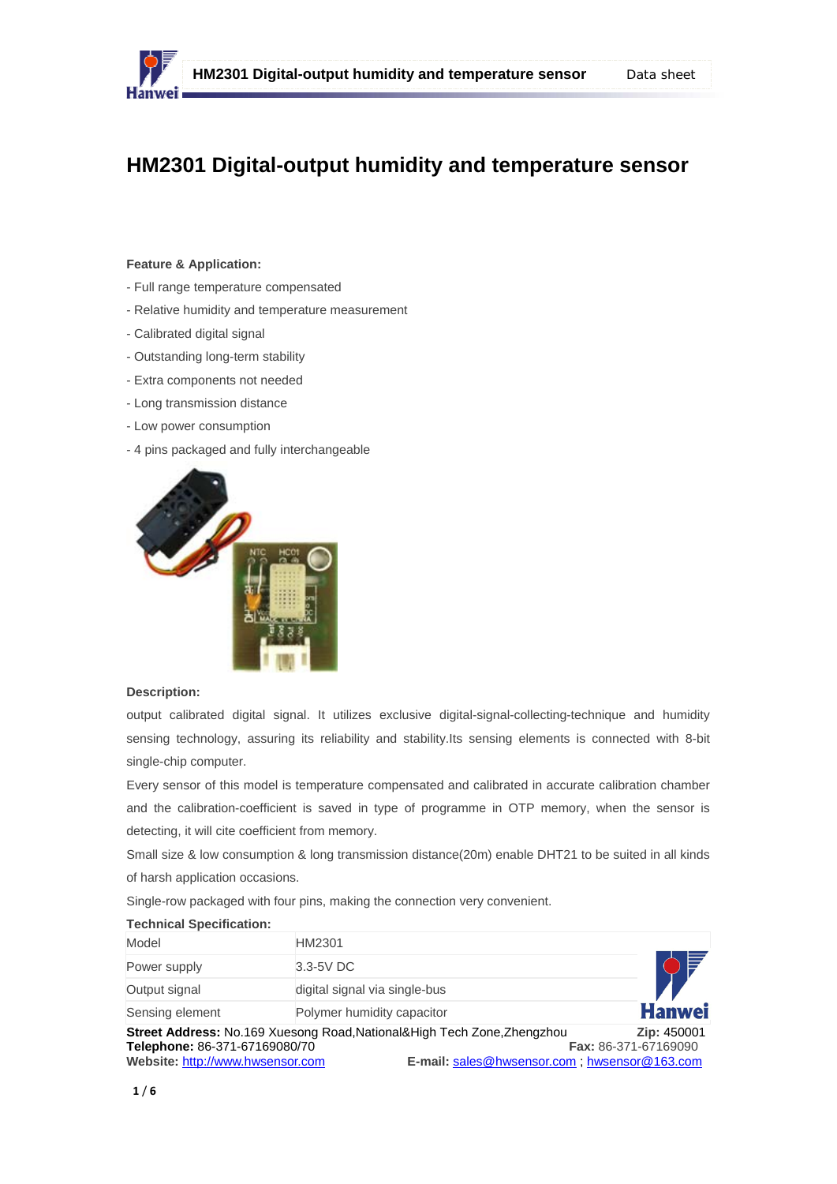# HM2301 Digital-output humidity and temperature sensor

**Feature & Application:**

- Full range temperature compensated
- Relative humidity and temperature measurement
- Calibrated digital signal
- Outstanding long-term stability
- Extra components not needed
- Long transmission distance
- Low power consumption
- 4 pins packaged and fully interchangeable

**Description:**

output calibrated digital signal. It utilizes exclusive digital-signal-collecting-technique and humidity sensing technology, assuring its reliability and stability.Its sensing elements is connected with 8-bit single-chip computer.

Every sensor of this model is temperature compensated and calibrated in accurate calibration chamber and the calibration-coefficient is saved in type of programme in OTP memory, when the sensor is detecting, it will cite coefficient from memory.

Small size & low consumption & long transmission distance(20m) enable DHT21 to be suited in all kinds of harsh application occasions.

Single-row packaged with four pins, making the connection very convenient.

**Technical Specification:**

| Model | HM2301 |
|---|---|
| Power supply | 3.3-5V DC |
| Output signal | digital signal via single-bus |
| Sensing element | Polymer humidity capacitor |

**Street Address:** No.169 Xuesong Road,National&High Tech Zone,Zhengzhou **Zip:** 450001
**Telephone:** 86-371-67169080/70 **Fax:** 86-371-67169090
**Website:** http://www.hwsensor.com **E-mail:** sales@hwsensor.com ; hwsensor@163.com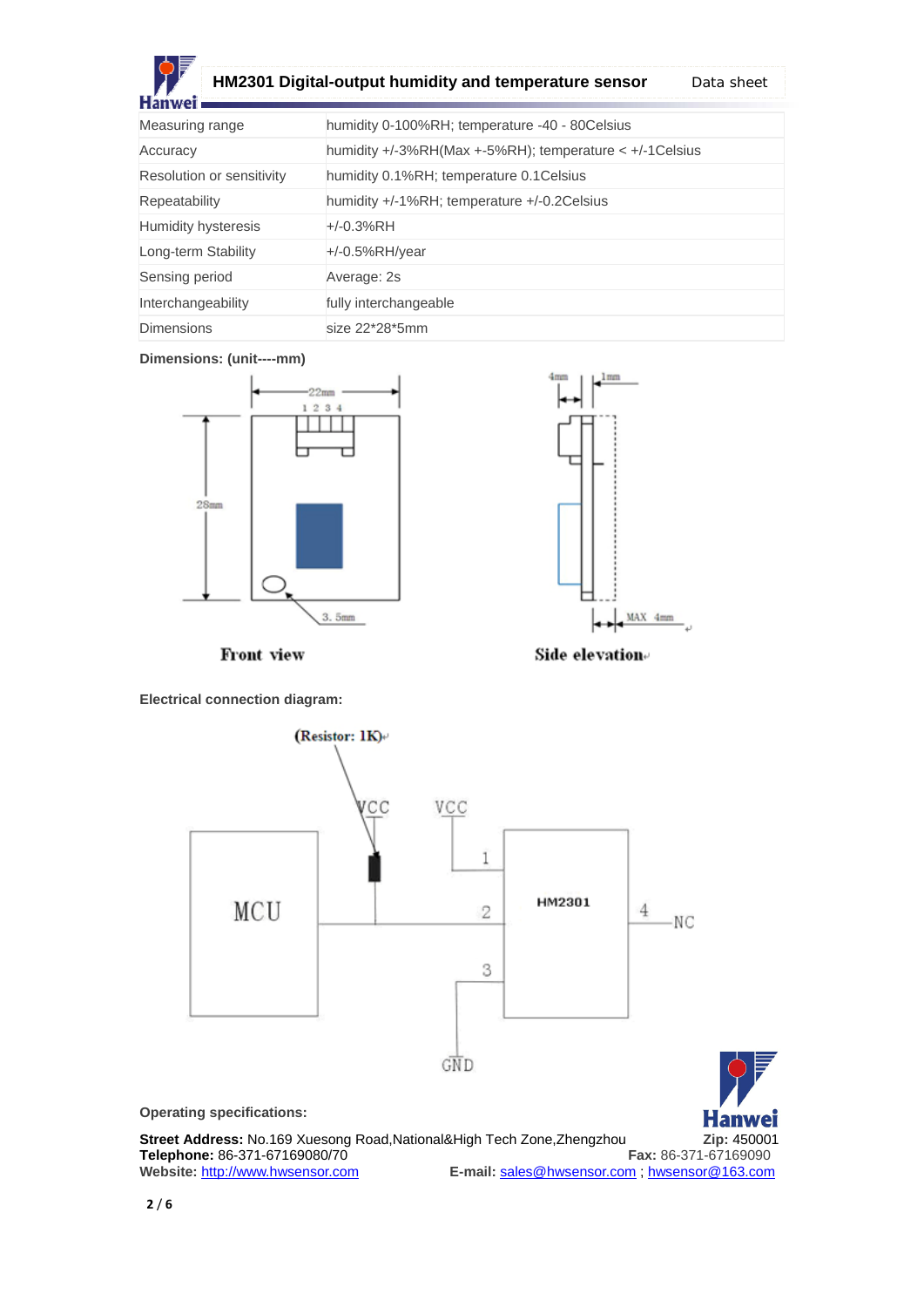| Measuring range | humidity 0-100%RH; temperature -40 - 80Celsius |
|---|---|
| Accuracy | humidity +/-3%RH(Max +-5%RH); temperature < +/-1Celsius |
| Resolution or sensitivity | humidity 0.1%RH; temperature 0.1Celsius |
| Repeatability | humidity +/-1%RH; temperature +/-0.2Celsius |
| Humidity hysteresis | +/-0.3%RH |
| Long-term Stability | +/-0.5%RH/year |
| Sensing period | Average: 2s |
| Interchangeability | fully interchangeable |
| Dimensions | size 22*28*5mm |

**Dimensions: (unit----mm)**

Front view

Side elevation

**Electrical connection diagram:**

(Resistor: 1K)

**Operating specifications:**

**Street Address:** No.169 Xuesong Road,National&High Tech Zone,Zhengzhou **Zip:** 450001
**Telephone:** 86-371-67169080/70 **Fax:** 86-371-67169090
**Website:** http://www.hwsensor.com **E-mail:** sales@hwsensor.com ; hwsensor@163.com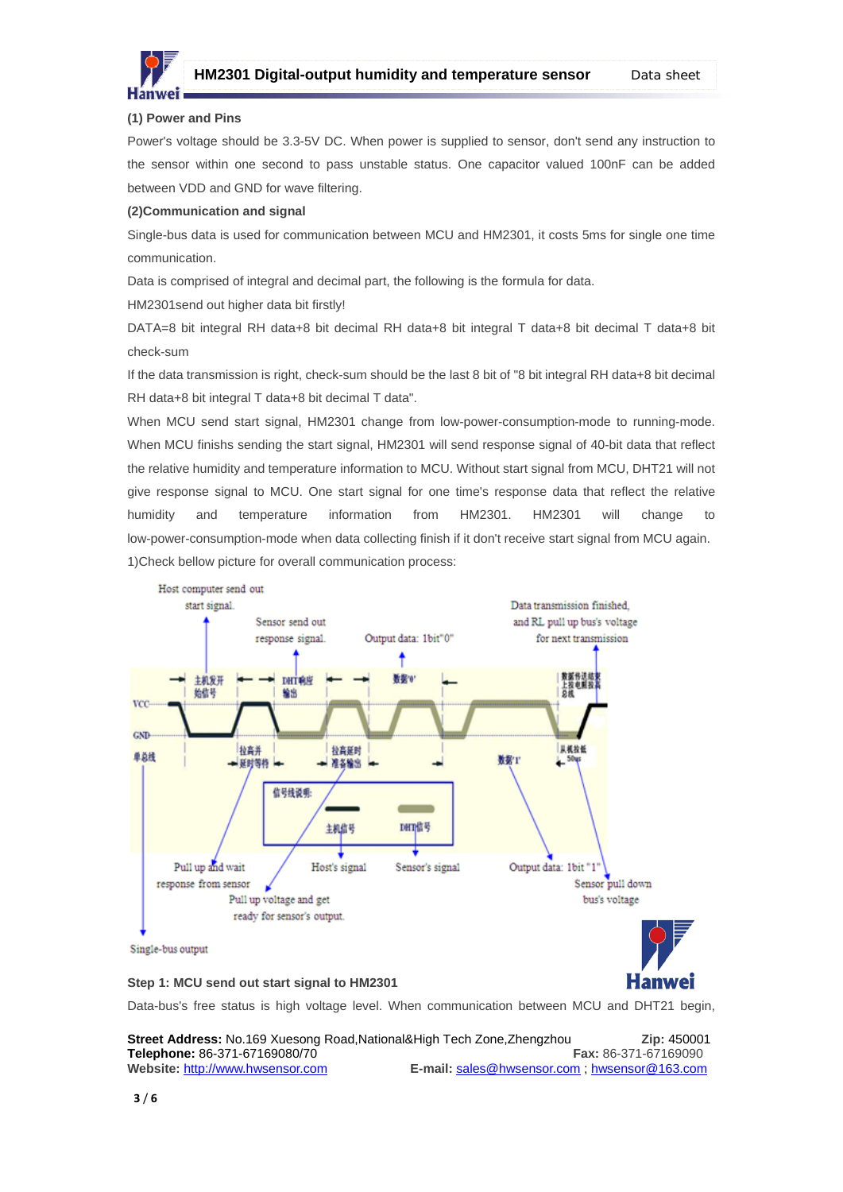**(1) Power and Pins**

Power's voltage should be 3.3-5V DC. When power is supplied to sensor, don't send any instruction to the sensor within one second to pass unstable status. One capacitor valued 100nF can be added between VDD and GND for wave filtering.

**(2)Communication and signal**

Single-bus data is used for communication between MCU and HM2301, it costs 5ms for single one time communication.

Data is comprised of integral and decimal part, the following is the formula for data.

HM2301send out higher data bit firstly!

DATA=8 bit integral RH data+8 bit decimal RH data+8 bit integral T data+8 bit decimal T data+8 bit check-sum

If the data transmission is right, check-sum should be the last 8 bit of "8 bit integral RH data+8 bit decimal RH data+8 bit integral T data+8 bit decimal T data".

When MCU send start signal, HM2301 change from low-power-consumption-mode to running-mode. When MCU finishs sending the start signal, HM2301 will send response signal of 40-bit data that reflect the relative humidity and temperature information to MCU. Without start signal from MCU, DHT21 will not give response signal to MCU. One start signal for one time's response data that reflect the relative humidity and temperature information from HM2301. HM2301 will change to low-power-consumption-mode when data collecting finish if it don't receive start signal from MCU again.

1)Check bellow picture for overall communication process:

Host computer send out start signal. | Sensor send out response signal. | Output data: 1bit"0" | Data transmission finished, and RL pull up bus's voltage for next transmission | Pull up and wait response from sensor | Host's signal | Sensor's signal | Output data: 1bit "1" | Sensor pull down bus's voltage | Pull up voltage and get ready for sensor's output. | Single-bus output

**Step 1: MCU send out start signal to HM2301**

Data-bus's free status is high voltage level. When communication between MCU and DHT21 begin,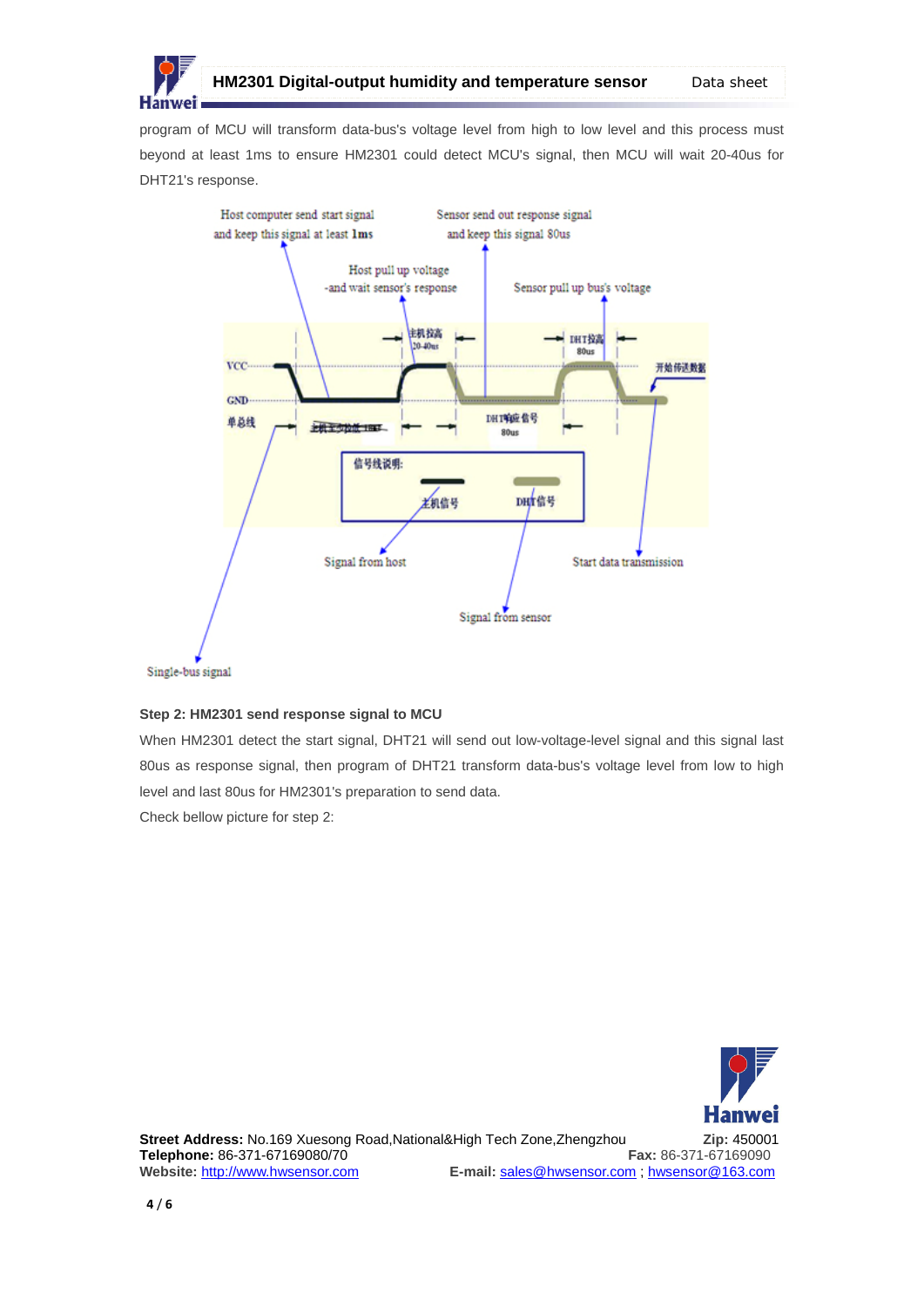program of MCU will transform data-bus's voltage level from high to low level and this process must beyond at least 1ms to ensure HM2301 could detect MCU's signal, then MCU will wait 20-40us for DHT21's response.

Host computer send start signal and keep this signal at least 1ms

Sensor send out response signal and keep this signal 80us

Host pull up voltage -and wait sensor's response

Sensor pull up bus's voltage

Signal from host

Start data transmission

Signal from sensor

Single-bus signal

**Step 2: HM2301 send response signal to MCU**

When HM2301 detect the start signal, DHT21 will send out low-voltage-level signal and this signal last 80us as response signal, then program of DHT21 transform data-bus's voltage level from low to high level and last 80us for HM2301's preparation to send data.

Check bellow picture for step 2:

**Street Address:** No.169 Xuesong Road,National&High Tech Zone,Zhengzhou **Zip:** 450001
**Telephone:** 86-371-67169080/70 **Fax:** 86-371-67169090
**Website:** http://www.hwsensor.com **E-mail:** sales@hwsensor.com ; hwsensor@163.com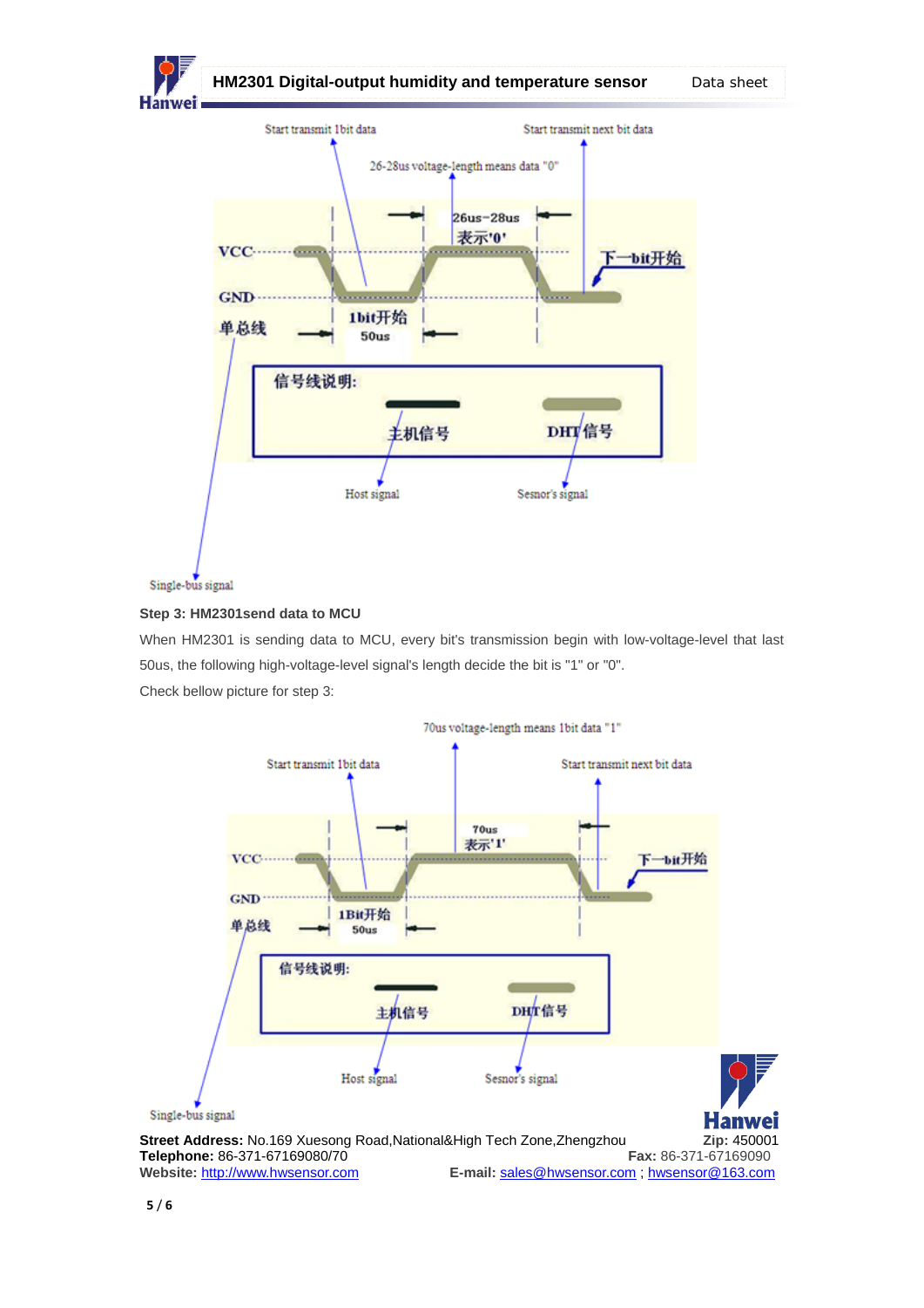Start transmit 1bit data

Start transmit next bit data

26-28us voltage-length means data "0"

VCC

GND

单总线

26us~28us 表示'0'

下一bit开始

1bit开始 50us

信号线说明:

主机信号

DHT信号

Host signal

Sesnor's signal

Single-bus signal

**Step 3: HM2301send data to MCU**

When HM2301 is sending data to MCU, every bit's transmission begin with low-voltage-level that last 50us, the following high-voltage-level signal's length decide the bit is "1" or "0".

Check bellow picture for step 3:

70us voltage-length means 1bit data "1"

Start transmit 1bit data

Start transmit next bit data

VCC

GND

单总线

70us 表示'1'

下一bit开始

1Bit开始 50us

信号线说明:

主机信号

DHT信号

Host signal

Sesnor's signal

Single-bus signal

**Street Address:** No.169 Xuesong Road,National&High Tech Zone,Zhengzhou **Zip:** 450001
**Telephone:** 86-371-67169080/70 **Fax:** 86-371-67169090
**Website:** http://www.hwsensor.com **E-mail:** sales@hwsensor.com ; hwsensor@163.com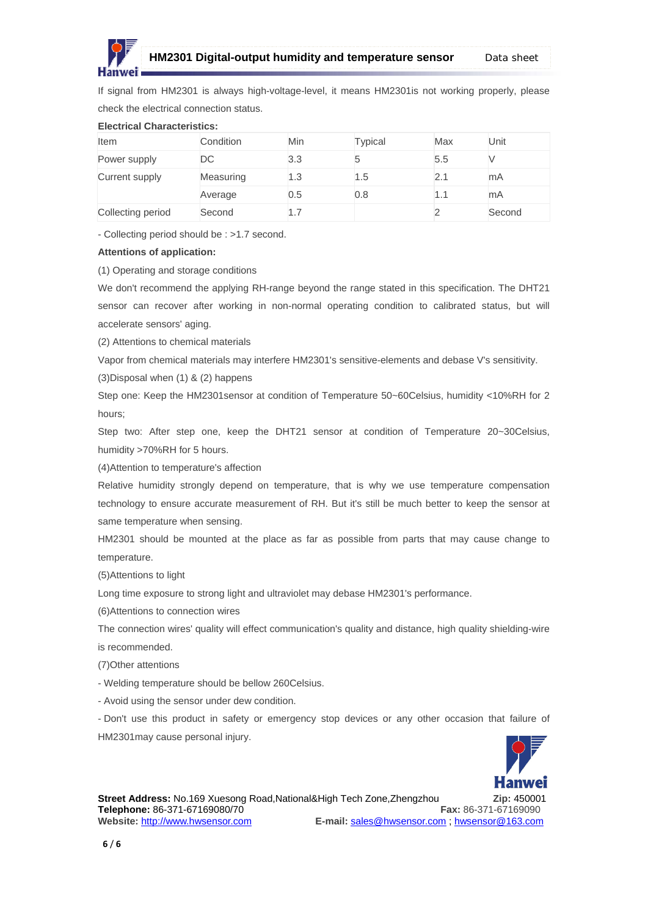If signal from HM2301 is always high-voltage-level, it means HM2301is not working properly, please check the electrical connection status.

**Electrical Characteristics:**

| Item | Condition | Min | Typical | Max | Unit |
|---|---|---|---|---|---|
| Power supply | DC | 3.3 | 5 | 5.5 | V |
| Current supply | Measuring | 1.3 | 1.5 | 2.1 | mA |
| | Average | 0.5 | 0.8 | 1.1 | mA |
| Collecting period | Second | 1.7 | | 2 | Second |

- Collecting period should be : >1.7 second.

**Attentions of application:**

(1) Operating and storage conditions

We don't recommend the applying RH-range beyond the range stated in this specification. The DHT21 sensor can recover after working in non-normal operating condition to calibrated status, but will accelerate sensors' aging.

(2) Attentions to chemical materials

Vapor from chemical materials may interfere HM2301's sensitive-elements and debase V's sensitivity.

(3)Disposal when (1) & (2) happens

Step one: Keep the HM2301sensor at condition of Temperature 50~60Celsius, humidity <10%RH for 2 hours;

Step two: After step one, keep the DHT21 sensor at condition of Temperature 20~30Celsius, humidity >70%RH for 5 hours.

(4)Attention to temperature's affection

Relative humidity strongly depend on temperature, that is why we use temperature compensation technology to ensure accurate measurement of RH. But it's still be much better to keep the sensor at same temperature when sensing.

HM2301 should be mounted at the place as far as possible from parts that may cause change to temperature.

(5)Attentions to light

Long time exposure to strong light and ultraviolet may debase HM2301's performance.

(6)Attentions to connection wires

The connection wires' quality will effect communication's quality and distance, high quality shielding-wire is recommended.

(7)Other attentions

- Welding temperature should be bellow 260Celsius.
- Avoid using the sensor under dew condition.
- Don't use this product in safety or emergency stop devices or any other occasion that failure of HM2301may cause personal injury.

**Street Address:** No.169 Xuesong Road,National&High Tech Zone,Zhengzhou **Zip:** 450001
**Telephone:** 86-371-67169080/70 **Fax:** 86-371-67169090
**Website:** http://www.hwsensor.com **E-mail:** sales@hwsensor.com ; hwsensor@163.com